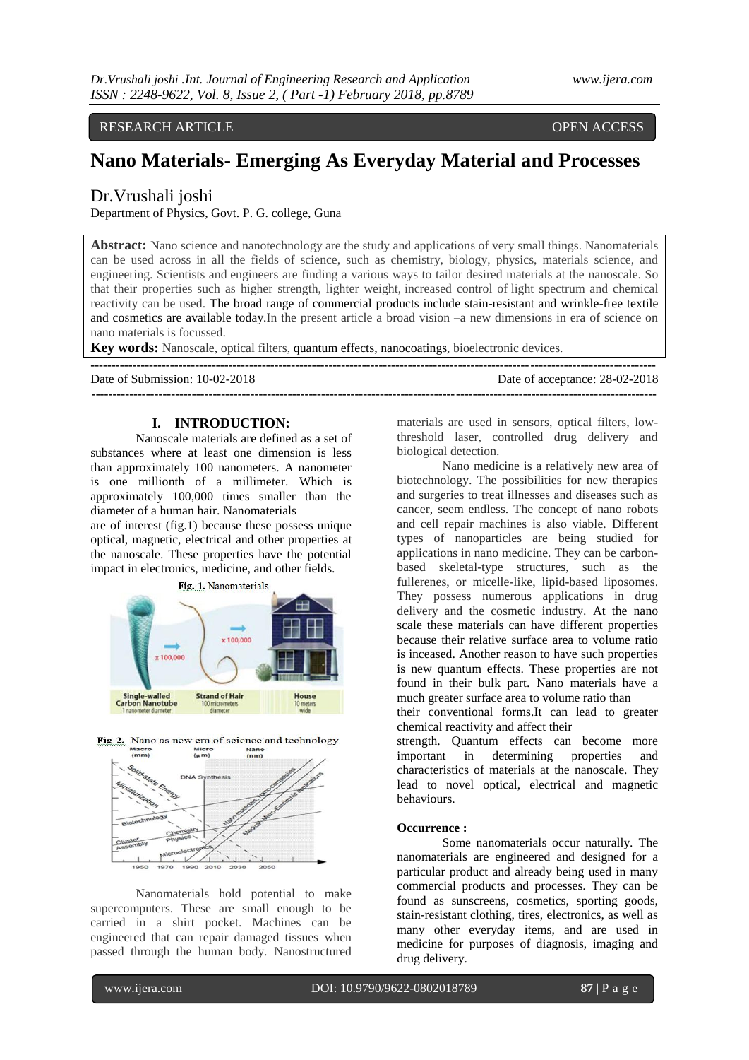RESEARCH ARTICLE OPEN ACCESS

# Nano Materials- Emerging As Everyday Material and Processes

Dr.Vrushali joshi

Department of Physics, Govt. P. G. college, Guna

**Abstract:** Nano science and nanotechnology are the study and applications of very small things. Nanomaterials can be used across in all the fields of science, such as chemistry, biology, physics, materials science, and engineering. Scientists and engineers are finding a various ways to tailor desired materials at the nanoscale. So that their properties such as higher strength, lighter weight, increased control of light spectrum and chemical reactivity can be used. The broad range of commercial products include stain-resistant and wrinkle-free textile and cosmetics are available today.In the present article a broad vision –a new dimensions in era of science on nano materials is focussed.

**Key words:** Nanoscale, optical filters, quantum effects, nanocoatings, bioelectronic devices.

---

Date of Submission: 10-02-2018 Date of acceptance: 28-02-2018

---

## I. INTRODUCTION:

Nanoscale materials are defined as a set of substances where at least one dimension is less than approximately 100 nanometers. A nanometer is one millionth of a millimeter. Which is approximately 100,000 times smaller than the diameter of a human hair. Nanomaterials are of interest (fig.1) because these possess unique optical, magnetic, electrical and other properties at the nanoscale. These properties have the potential impact in electronics, medicine, and other fields.

Fig. 1. Nanomaterials

Fig. 2. Nano as new era of science and technology

Nanomaterials hold potential to make supercomputers. These are small enough to be carried in a shirt pocket. Machines can be engineered that can repair damaged tissues when passed through the human body. Nanostructured materials are used in sensors, optical filters, low-threshold laser, controlled drug delivery and biological detection.

Nano medicine is a relatively new area of biotechnology. The possibilities for new therapies and surgeries to treat illnesses and diseases such as cancer, seem endless. The concept of nano robots and cell repair machines is also viable. Different types of nanoparticles are being studied for applications in nano medicine. They can be carbon-based skeletal-type structures, such as the fullerenes, or micelle-like, lipid-based liposomes. They possess numerous applications in drug delivery and the cosmetic industry. At the nano scale these materials can have different properties because their relative surface area to volume ratio is inceased. Another reason to have such properties is new quantum effects. These properties are not found in their bulk part. Nano materials have a much greater surface area to volume ratio than their conventional forms.It can lead to greater chemical reactivity and affect their strength. Quantum effects can become more important in determining properties and characteristics of materials at the nanoscale. They lead to novel optical, electrical and magnetic behaviours.

### Occurrence :

Some nanomaterials occur naturally. The nanomaterials are engineered and designed for a particular product and already being used in many commercial products and processes. They can be found as sunscreens, cosmetics, sporting goods, stain-resistant clothing, tires, electronics, as well as many other everyday items, and are used in medicine for purposes of diagnosis, imaging and drug delivery.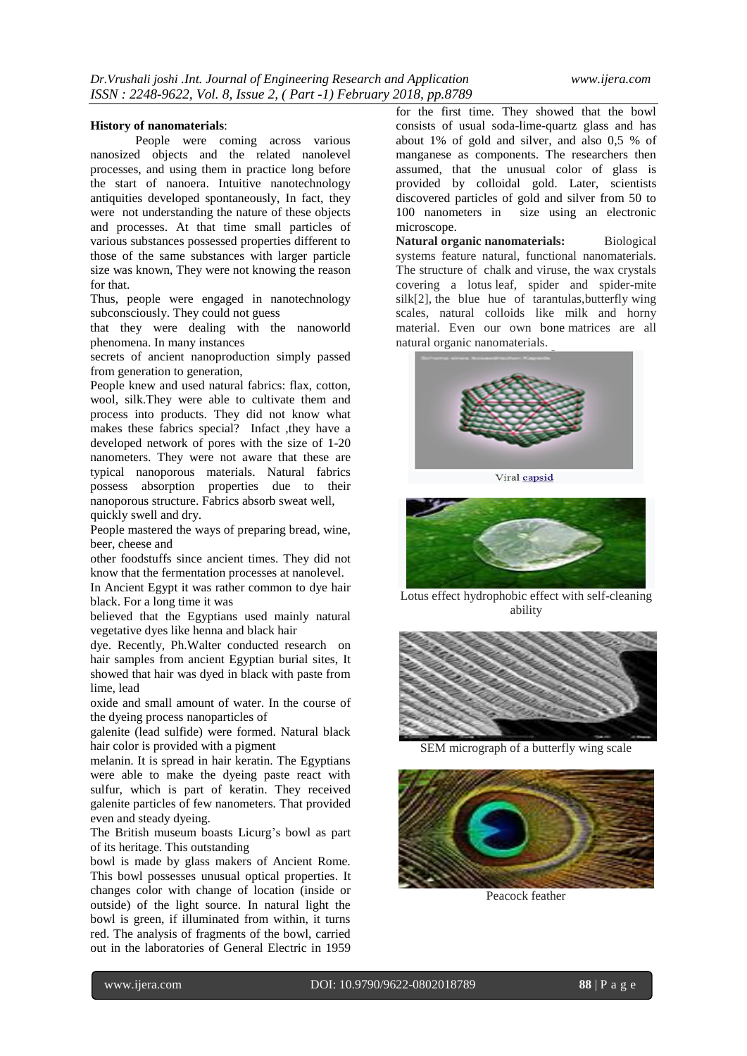**History of nanomaterials**:

People were coming across various nanosized objects and the related nanolevel processes, and using them in practice long before the start of nanoera. Intuitive nanotechnology antiquities developed spontaneously, In fact, they were not understanding the nature of these objects and processes. At that time small particles of various substances possessed properties different to those of the same substances with larger particle size was known, They were not knowing the reason for that.

Thus, people were engaged in nanotechnology subconsciously. They could not guess that they were dealing with the nanoworld phenomena. In many instances secrets of ancient nanoproduction simply passed from generation to generation,

People knew and used natural fabrics: flax, cotton, wool, silk.They were able to cultivate them and process into products. They did not know what makes these fabrics special? Infact ,they have a developed network of pores with the size of 1-20 nanometers. They were not aware that these are typical nanoporous materials. Natural fabrics possess absorption properties due to their nanoporous structure. Fabrics absorb sweat well, quickly swell and dry.

People mastered the ways of preparing bread, wine, beer, cheese and other foodstuffs since ancient times. They did not know that the fermentation processes at nanolevel.

In Ancient Egypt it was rather common to dye hair black. For a long time it was believed that the Egyptians used mainly natural vegetative dyes like henna and black hair dye. Recently, Ph.Walter conducted research on hair samples from ancient Egyptian burial sites, It showed that hair was dyed in black with paste from lime, lead oxide and small amount of water. In the course of the dyeing process nanoparticles of galenite (lead sulfide) were formed. Natural black hair color is provided with a pigment melanin. It is spread in hair keratin. The Egyptians were able to make the dyeing paste react with sulfur, which is part of keratin. They received galenite particles of few nanometers. That provided even and steady dyeing.

The British museum boasts Licurg's bowl as part of its heritage. This outstanding bowl is made by glass makers of Ancient Rome. This bowl possesses unusual optical properties. It changes color with change of location (inside or outside) of the light source. In natural light the bowl is green, if illuminated from within, it turns red. The analysis of fragments of the bowl, carried out in the laboratories of General Electric in 1959 for the first time. They showed that the bowl consists of usual soda-lime-quartz glass and has about 1% of gold and silver, and also 0,5 % of manganese as components. The researchers then assumed, that the unusual color of glass is provided by colloidal gold. Later, scientists discovered particles of gold and silver from 50 to 100 nanometers in size using an electronic microscope.

**Natural organic nanomaterials:** Biological systems feature natural, functional nanomaterials. The structure of chalk and viruse, the wax crystals covering a lotus leaf, spider and spider-mite silk[2], the blue hue of tarantulas,butterfly wing scales, natural colloids like milk and horny material. Even our own bone matrices are all natural organic nanomaterials.

Viral capsid

Lotus effect hydrophobic effect with self-cleaning ability

SEM micrograph of a butterfly wing scale

Peacock feather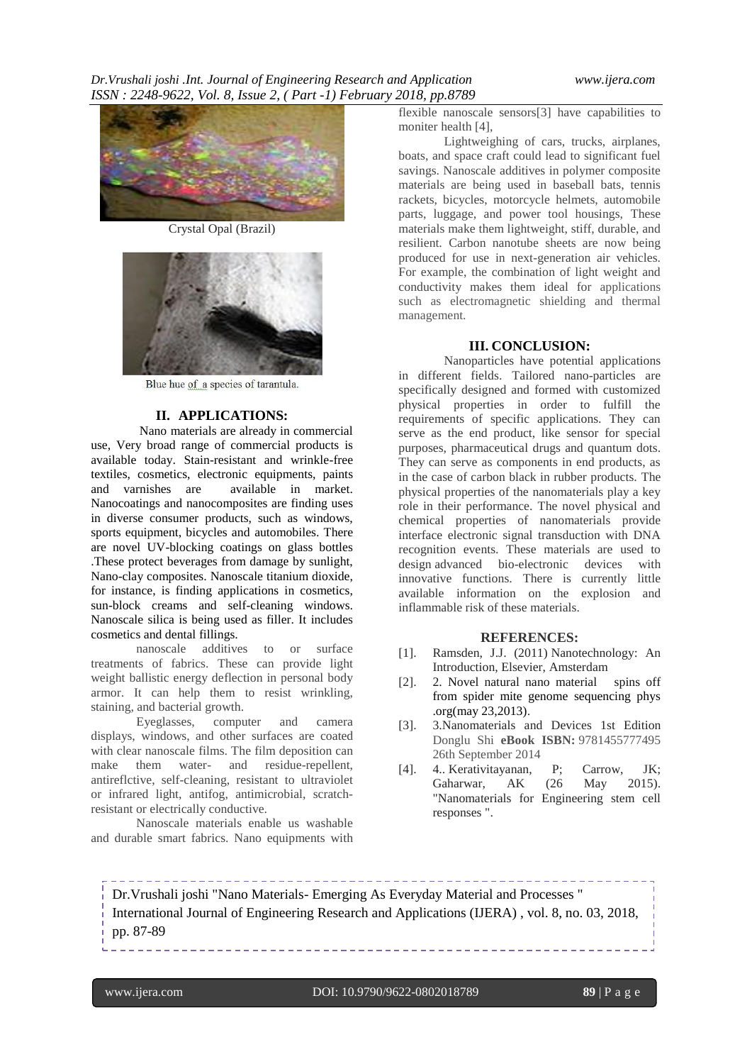Crystal Opal (Brazil)

Blue hue of a species of tarantula.

## II. APPLICATIONS:

Nano materials are already in commercial use, Very broad range of commercial products is available today. Stain-resistant and wrinkle-free textiles, cosmetics, electronic equipments, paints and varnishes are available in market. Nanocoatings and nanocomposites are finding uses in diverse consumer products, such as windows, sports equipment, bicycles and automobiles. There are novel UV-blocking coatings on glass bottles .These protect beverages from damage by sunlight, Nano-clay composites. Nanoscale titanium dioxide, for instance, is finding applications in cosmetics, sun-block creams and self-cleaning windows. Nanoscale silica is being used as filler. It includes cosmetics and dental fillings.

nanoscale additives to or surface treatments of fabrics. These can provide light weight ballistic energy deflection in personal body armor. It can help them to resist wrinkling, staining, and bacterial growth.

Eyeglasses, computer and camera displays, windows, and other surfaces are coated with clear nanoscale films. The film deposition can make them water- and residue-repellent, antireflctive, self-cleaning, resistant to ultraviolet or infrared light, antifog, antimicrobial, scratch-resistant or electrically conductive.

Nanoscale materials enable us washable and durable smart fabrics. Nano equipments with flexible nanoscale sensors[3] have capabilities to moniter health [4],

Lightweighing of cars, trucks, airplanes, boats, and space craft could lead to significant fuel savings. Nanoscale additives in polymer composite materials are being used in baseball bats, tennis rackets, bicycles, motorcycle helmets, automobile parts, luggage, and power tool housings, These materials make them lightweight, stiff, durable, and resilient. Carbon nanotube sheets are now being produced for use in next-generation air vehicles. For example, the combination of light weight and conductivity makes them ideal for applications such as electromagnetic shielding and thermal management.

## III. CONCLUSION:

Nanoparticles have potential applications in different fields. Tailored nano-particles are specifically designed and formed with customized physical properties in order to fulfill the requirements of specific applications. They can serve as the end product, like sensor for special purposes, pharmaceutical drugs and quantum dots. They can serve as components in end products, as in the case of carbon black in rubber products. The physical properties of the nanomaterials play a key role in their performance. The novel physical and chemical properties of nanomaterials provide interface electronic signal transduction with DNA recognition events. These materials are used to design advanced bio-electronic devices with innovative functions. There is currently little available information on the explosion and inflammable risk of these materials.

## REFERENCES:

[1]. Ramsden, J.J. (2011) Nanotechnology: An Introduction, Elsevier, Amsterdam

[2]. 2. Novel natural nano material spins off from spider mite genome sequencing phys .org(may 23,2013).

[3]. 3.Nanomaterials and Devices 1st Edition Donglu Shi **eBook ISBN:** 9781455777495 26th September 2014

[4]. 4.. Kerativitayanan, P; Carrow, JK; Gaharwar, AK (26 May 2015). "Nanomaterials for Engineering stem cell responses ".

Dr.Vrushali joshi "Nano Materials- Emerging As Everyday Material and Processes " International Journal of Engineering Research and Applications (IJERA) , vol. 8, no. 03, 2018, pp. 87-89